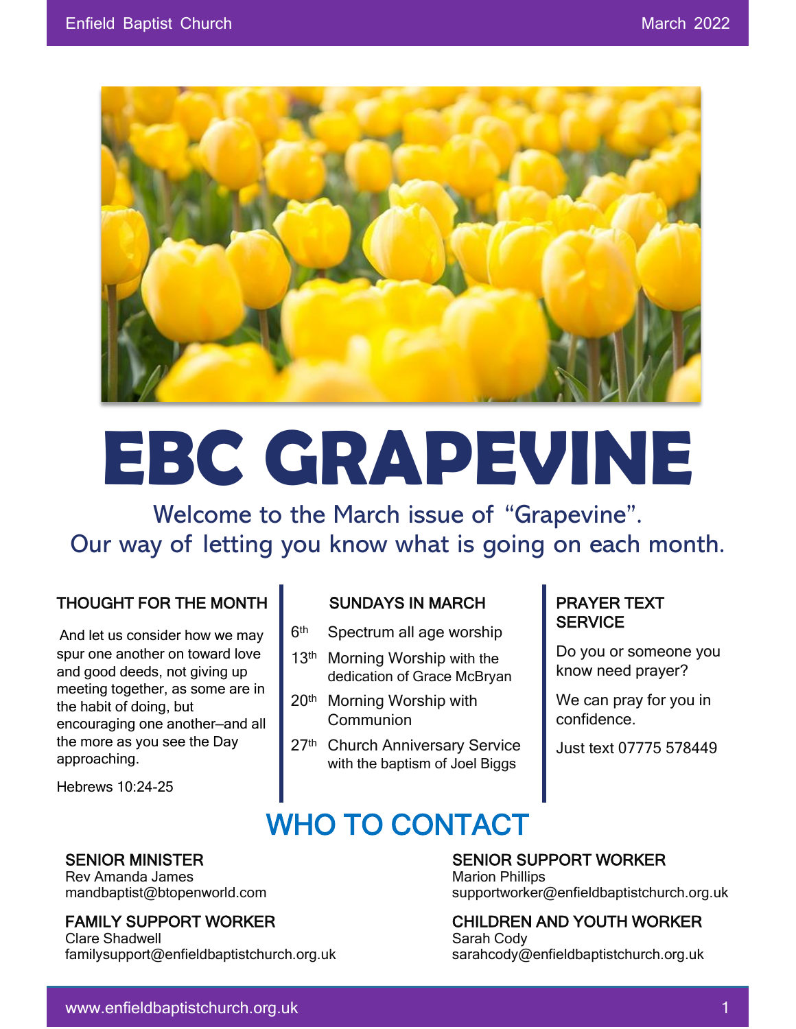# EBC GRAPEVINE

Welcome to the March issue of "Grapevine".
Our way of letting you know what is going on each month.

### THOUGHT FOR THE MONTH

And let us consider how we may spur one another on toward love and good deeds, not giving up meeting together, as some are in the habit of doing, but encouraging one another—and all the more as you see the Day approaching.

Hebrews 10:24-25

### SUNDAYS IN MARCH

- 6th Spectrum all age worship
- 13th Morning Worship with the dedication of Grace McBryan
- 20th Morning Worship with Communion
- 27th Church Anniversary Service with the baptism of Joel Biggs

### PRAYER TEXT SERVICE

Do you or someone you know need prayer?

We can pray for you in confidence.

Just text 07775 578449

## WHO TO CONTACT

**SENIOR MINISTER**
Rev Amanda James
mandbaptist@btopenworld.com

**FAMILY SUPPORT WORKER**
Clare Shadwell
familysupport@enfieldbaptistchurch.org.uk

**SENIOR SUPPORT WORKER**
Marion Phillips
supportworker@enfieldbaptistchurch.org.uk

**CHILDREN AND YOUTH WORKER**
Sarah Cody
sarahcody@enfieldbaptistchurch.org.uk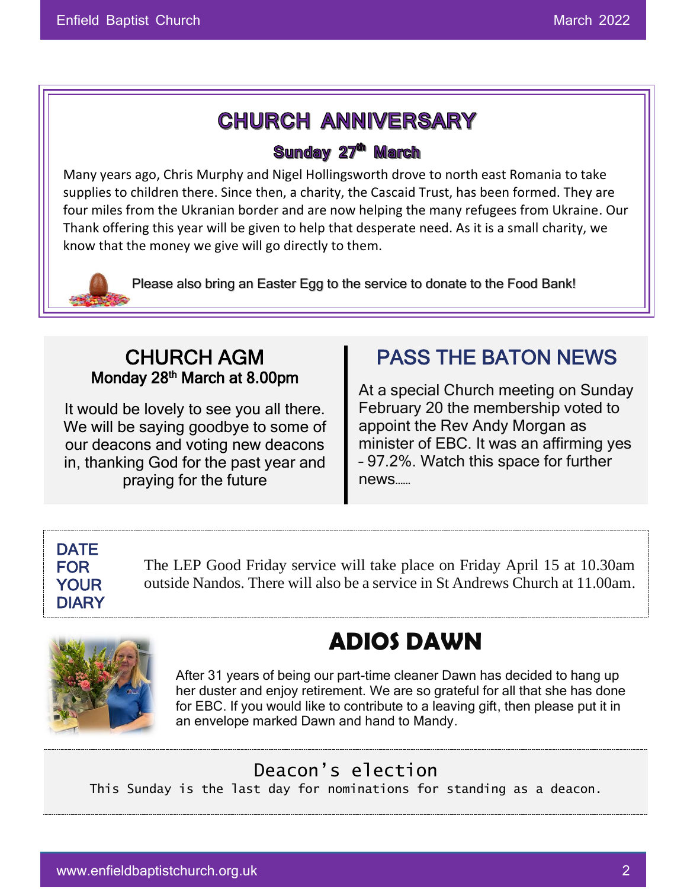# CHURCH ANNIVERSARY

### Sunday 27th March

Many years ago, Chris Murphy and Nigel Hollingsworth drove to north east Romania to take supplies to children there. Since then, a charity, the Cascaid Trust, has been formed. They are four miles from the Ukranian border and are now helping the many refugees from Ukraine. Our Thank offering this year will be given to help that desperate need. As it is a small charity, we know that the money we give will go directly to them.

Please also bring an Easter Egg to the service to donate to the Food Bank!

## CHURCH AGM

**Monday 28th March at 8.00pm**

It would be lovely to see you all there. We will be saying goodbye to some of our deacons and voting new deacons in, thanking God for the past year and praying for the future

## PASS THE BATON NEWS

At a special Church meeting on Sunday February 20 the membership voted to appoint the Rev Andy Morgan as minister of EBC. It was an affirming yes – 97.2%. Watch this space for further news……

**DATE FOR YOUR DIARY**

The LEP Good Friday service will take place on Friday April 15 at 10.30am outside Nandos. There will also be a service in St Andrews Church at 11.00am.

## ADIOS DAWN

After 31 years of being our part-time cleaner Dawn has decided to hang up her duster and enjoy retirement. We are so grateful for all that she has done for EBC. If you would like to contribute to a leaving gift, then please put it in an envelope marked Dawn and hand to Mandy.

## Deacon's election

This Sunday is the last day for nominations for standing as a deacon.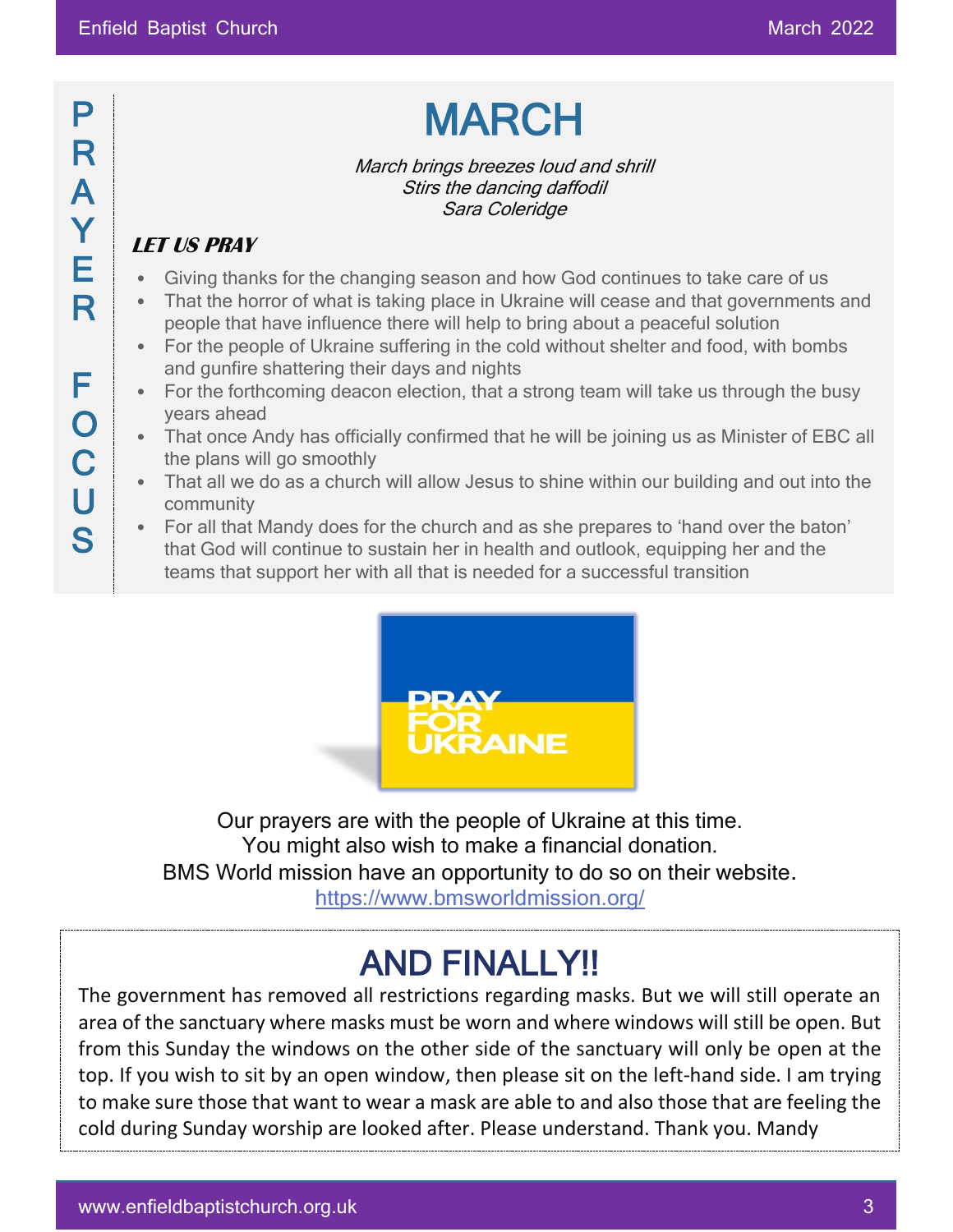PRAYER FOCUS

# MARCH

*March brings breezes loud and shrill*
*Stirs the dancing daffodil*
*Sara Coleridge*

***LET US PRAY***

- Giving thanks for the changing season and how God continues to take care of us
- That the horror of what is taking place in Ukraine will cease and that governments and people that have influence there will help to bring about a peaceful solution
- For the people of Ukraine suffering in the cold without shelter and food, with bombs and gunfire shattering their days and nights
- For the forthcoming deacon election, that a strong team will take us through the busy years ahead
- That once Andy has officially confirmed that he will be joining us as Minister of EBC all the plans will go smoothly
- That all we do as a church will allow Jesus to shine within our building and out into the community
- For all that Mandy does for the church and as she prepares to 'hand over the baton' that God will continue to sustain her in health and outlook, equipping her and the teams that support her with all that is needed for a successful transition

PRAY FOR UKRAINE

Our prayers are with the people of Ukraine at this time.
You might also wish to make a financial donation.
BMS World mission have an opportunity to do so on their website.
https://www.bmsworldmission.org/

# AND FINALLY!!

The government has removed all restrictions regarding masks. But we will still operate an area of the sanctuary where masks must be worn and where windows will still be open. But from this Sunday the windows on the other side of the sanctuary will only be open at the top. If you wish to sit by an open window, then please sit on the left-hand side. I am trying to make sure those that want to wear a mask are able to and also those that are feeling the cold during Sunday worship are looked after. Please understand. Thank you. Mandy